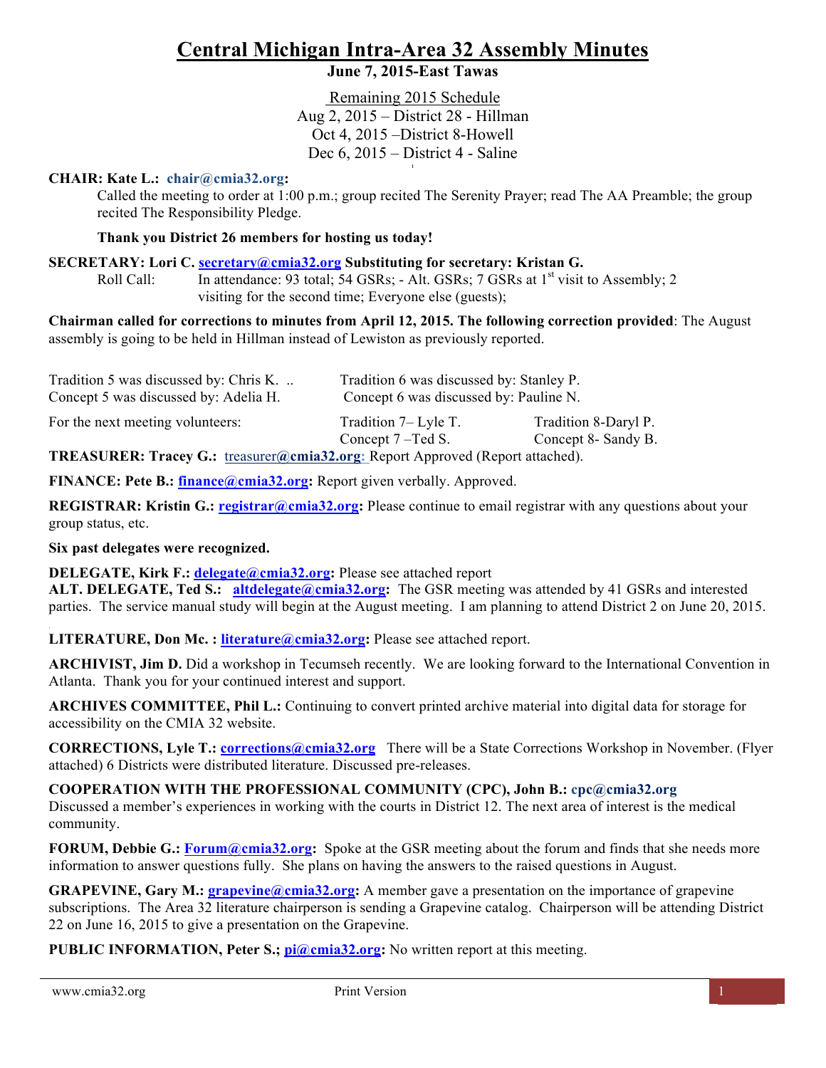# Central Michigan Intra-Area 32 Assembly Minutes

**June 7, 2015-East Tawas**

Remaining 2015 Schedule

Aug 2, 2015 – District 28 - Hillman

Oct 4, 2015 –District 8-Howell

Dec 6, 2015 – District 4 - Saline

**CHAIR: Kate L.: chair@cmia32.org:**

Called the meeting to order at 1:00 p.m.; group recited The Serenity Prayer; read The AA Preamble; the group recited The Responsibility Pledge.

**Thank you District 26 members for hosting us today!**

**SECRETARY: Lori C. secretary@cmia32.org Substituting for secretary: Kristan G.**

Roll Call: In attendance: 93 total; 54 GSRs; - Alt. GSRs; 7 GSRs at 1st visit to Assembly; 2 visiting for the second time; Everyone else (guests);

**Chairman called for corrections to minutes from April 12, 2015. The following correction provided**: The August assembly is going to be held in Hillman instead of Lewiston as previously reported.

Tradition 5 was discussed by: Chris K. ..

Tradition 6 was discussed by: Stanley P.

Concept 5 was discussed by: Adelia H.

Concept 6 was discussed by: Pauline N.

For the next meeting volunteers:

Tradition 7– Lyle T.

Tradition 8-Daryl P.

Concept 7 –Ted S.

Concept 8- Sandy B.

**TREASURER: Tracey G.:** treasurer**@cmia32.org:** Report Approved (Report attached).

**FINANCE: Pete B.: finance@cmia32.org:** Report given verbally. Approved.

**REGISTRAR: Kristin G.: registrar@cmia32.org:** Please continue to email registrar with any questions about your group status, etc.

**Six past delegates were recognized.**

**DELEGATE, Kirk F.: delegate@cmia32.org:** Please see attached report

**ALT. DELEGATE, Ted S.: altdelegate@cmia32.org:** The GSR meeting was attended by 41 GSRs and interested parties. The service manual study will begin at the August meeting. I am planning to attend District 2 on June 20, 2015.

**LITERATURE, Don Mc. : literature@cmia32.org:** Please see attached report.

**ARCHIVIST, Jim D.** Did a workshop in Tecumseh recently. We are looking forward to the International Convention in Atlanta. Thank you for your continued interest and support.

**ARCHIVES COMMITTEE, Phil L.:** Continuing to convert printed archive material into digital data for storage for accessibility on the CMIA 32 website.

**CORRECTIONS, Lyle T.: corrections@cmia32.org** There will be a State Corrections Workshop in November. (Flyer attached) 6 Districts were distributed literature. Discussed pre-releases.

**COOPERATION WITH THE PROFESSIONAL COMMUNITY (CPC), John B.: cpc@cmia32.org**

Discussed a member's experiences in working with the courts in District 12. The next area of interest is the medical community.

**FORUM, Debbie G.: Forum@cmia32.org:** Spoke at the GSR meeting about the forum and finds that she needs more information to answer questions fully. She plans on having the answers to the raised questions in August.

**GRAPEVINE, Gary M.: grapevine@cmia32.org:** A member gave a presentation on the importance of grapevine subscriptions. The Area 32 literature chairperson is sending a Grapevine catalog. Chairperson will be attending District 22 on June 16, 2015 to give a presentation on the Grapevine.

**PUBLIC INFORMATION, Peter S.; pi@cmia32.org:** No written report at this meeting.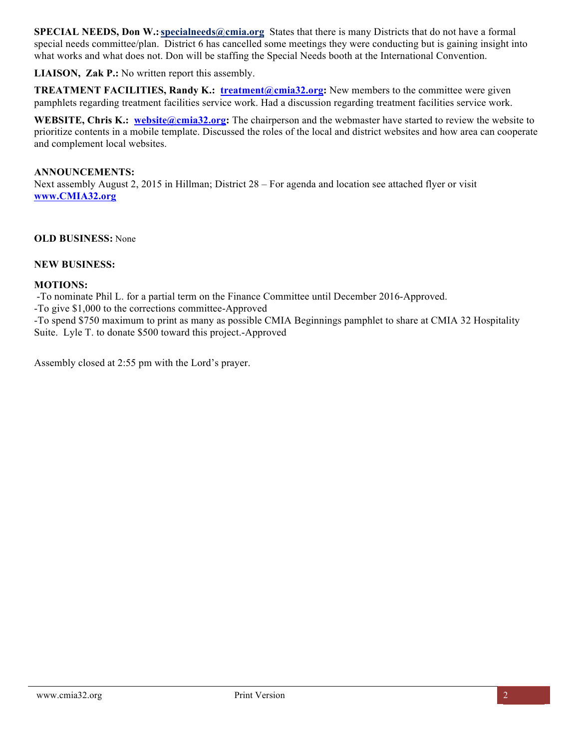**SPECIAL NEEDS, Don W.:** **specialneeds@cmia.org** States that there is many Districts that do not have a formal special needs committee/plan. District 6 has cancelled some meetings they were conducting but is gaining insight into what works and what does not. Don will be staffing the Special Needs booth at the International Convention.

**LIAISON, Zak P.:** No written report this assembly.

**TREATMENT FACILITIES, Randy K.:** **treatment@cmia32.org:** New members to the committee were given pamphlets regarding treatment facilities service work. Had a discussion regarding treatment facilities service work.

**WEBSITE, Chris K.:** **website@cmia32.org:** The chairperson and the webmaster have started to review the website to prioritize contents in a mobile template. Discussed the roles of the local and district websites and how area can cooperate and complement local websites.

**ANNOUNCEMENTS:**
Next assembly August 2, 2015 in Hillman; District 28 – For agenda and location see attached flyer or visit **www.CMIA32.org**

**OLD BUSINESS:** None

**NEW BUSINESS:**

**MOTIONS:**
-To nominate Phil L. for a partial term on the Finance Committee until December 2016-Approved.
-To give $1,000 to the corrections committee-Approved
-To spend $750 maximum to print as many as possible CMIA Beginnings pamphlet to share at CMIA 32 Hospitality Suite. Lyle T. to donate $500 toward this project.-Approved

Assembly closed at 2:55 pm with the Lord's prayer.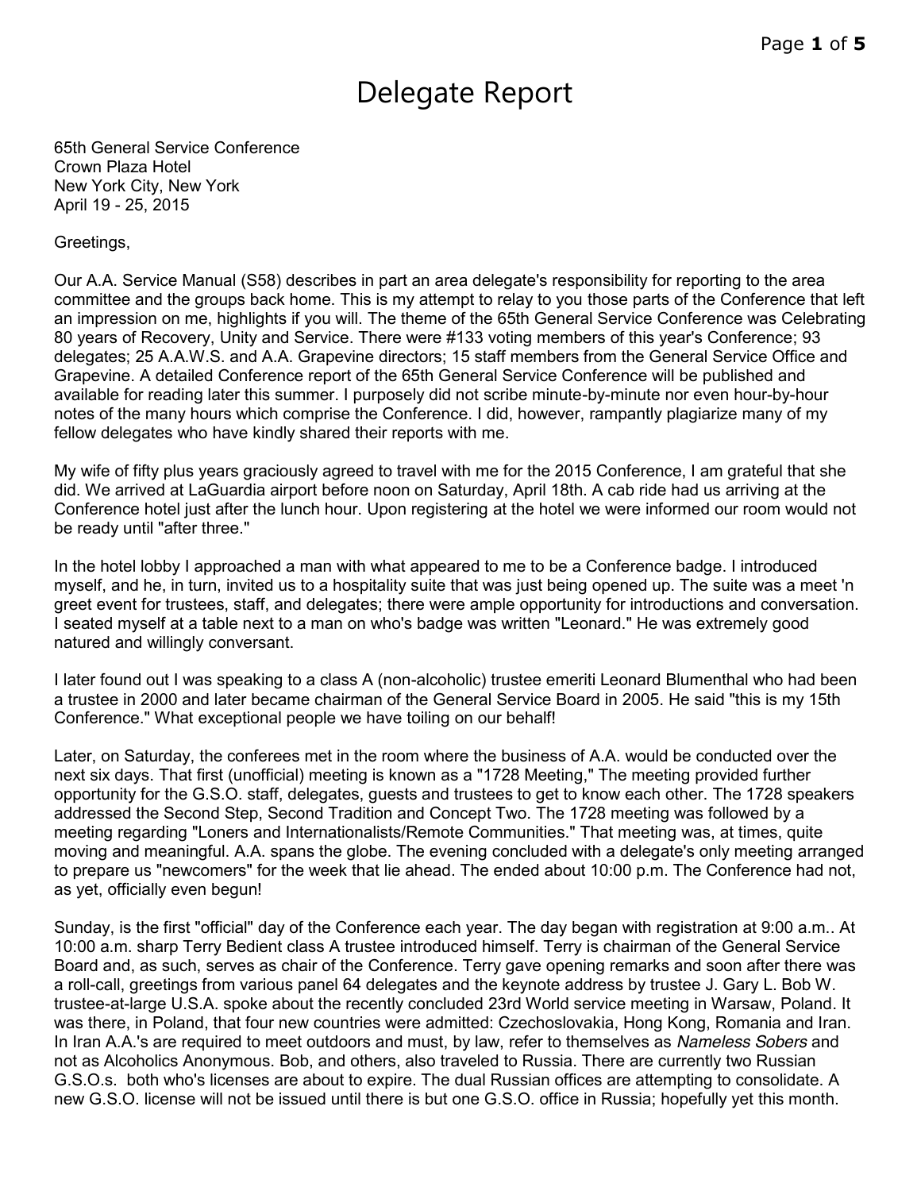# Delegate Report

65th General Service Conference
Crown Plaza Hotel
New York City, New York
April 19 - 25, 2015

Greetings,

Our A.A. Service Manual (S58) describes in part an area delegate's responsibility for reporting to the area committee and the groups back home. This is my attempt to relay to you those parts of the Conference that left an impression on me, highlights if you will. The theme of the 65th General Service Conference was Celebrating 80 years of Recovery, Unity and Service. There were #133 voting members of this year's Conference; 93 delegates; 25 A.A.W.S. and A.A. Grapevine directors; 15 staff members from the General Service Office and Grapevine. A detailed Conference report of the 65th General Service Conference will be published and available for reading later this summer. I purposely did not scribe minute-by-minute nor even hour-by-hour notes of the many hours which comprise the Conference. I did, however, rampantly plagiarize many of my fellow delegates who have kindly shared their reports with me.

My wife of fifty plus years graciously agreed to travel with me for the 2015 Conference, I am grateful that she did. We arrived at LaGuardia airport before noon on Saturday, April 18th. A cab ride had us arriving at the Conference hotel just after the lunch hour. Upon registering at the hotel we were informed our room would not be ready until "after three."

In the hotel lobby I approached a man with what appeared to me to be a Conference badge. I introduced myself, and he, in turn, invited us to a hospitality suite that was just being opened up. The suite was a meet 'n greet event for trustees, staff, and delegates; there were ample opportunity for introductions and conversation. I seated myself at a table next to a man on who's badge was written "Leonard." He was extremely good natured and willingly conversant.

I later found out I was speaking to a class A (non-alcoholic) trustee emeriti Leonard Blumenthal who had been a trustee in 2000 and later became chairman of the General Service Board in 2005. He said "this is my 15th Conference." What exceptional people we have toiling on our behalf!

Later, on Saturday, the conferees met in the room where the business of A.A. would be conducted over the next six days. That first (unofficial) meeting is known as a "1728 Meeting," The meeting provided further opportunity for the G.S.O. staff, delegates, guests and trustees to get to know each other. The 1728 speakers addressed the Second Step, Second Tradition and Concept Two. The 1728 meeting was followed by a meeting regarding "Loners and Internationalists/Remote Communities." That meeting was, at times, quite moving and meaningful. A.A. spans the globe. The evening concluded with a delegate's only meeting arranged to prepare us "newcomers" for the week that lie ahead. The ended about 10:00 p.m. The Conference had not, as yet, officially even begun!

Sunday, is the first "official" day of the Conference each year. The day began with registration at 9:00 a.m.. At 10:00 a.m. sharp Terry Bedient class A trustee introduced himself. Terry is chairman of the General Service Board and, as such, serves as chair of the Conference. Terry gave opening remarks and soon after there was a roll-call, greetings from various panel 64 delegates and the keynote address by trustee J. Gary L. Bob W. trustee-at-large U.S.A. spoke about the recently concluded 23rd World service meeting in Warsaw, Poland. It was there, in Poland, that four new countries were admitted: Czechoslovakia, Hong Kong, Romania and Iran. In Iran A.A.'s are required to meet outdoors and must, by law, refer to themselves as *Nameless Sobers* and not as Alcoholics Anonymous. Bob, and others, also traveled to Russia. There are currently two Russian G.S.O.s. both who's licenses are about to expire. The dual Russian offices are attempting to consolidate. A new G.S.O. license will not be issued until there is but one G.S.O. office in Russia; hopefully yet this month.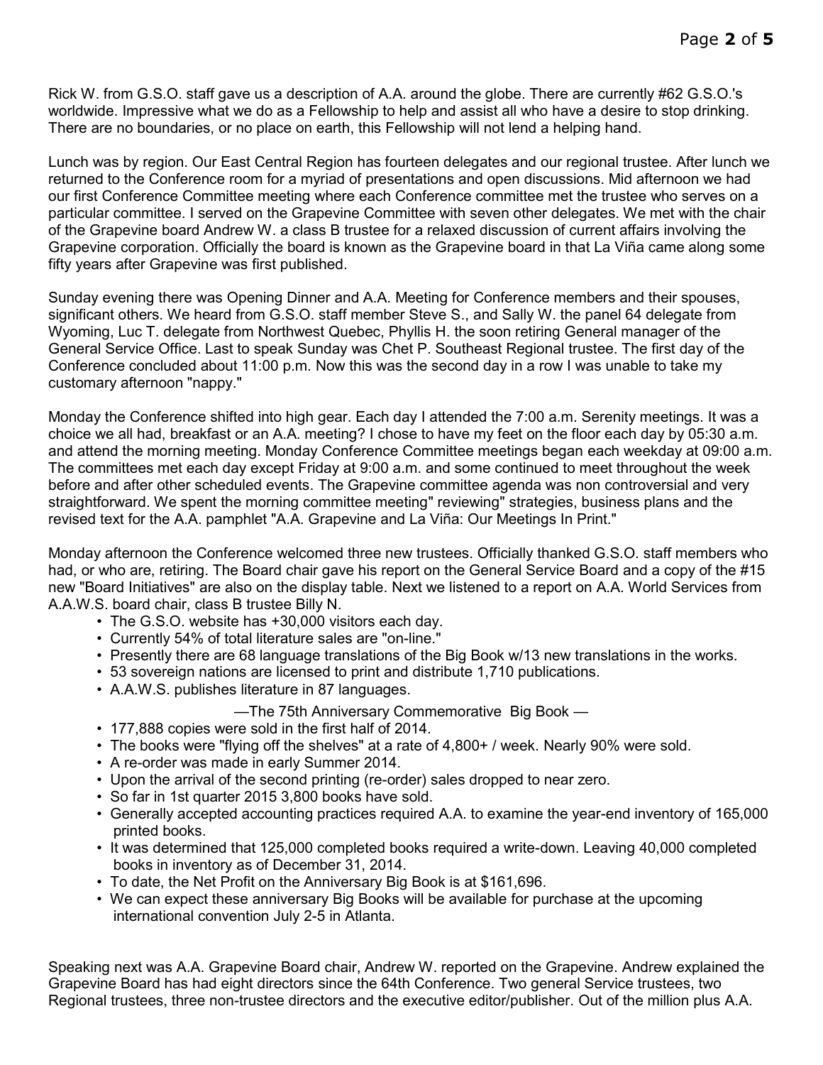Rick W. from G.S.O. staff gave us a description of A.A. around the globe. There are currently #62 G.S.O.'s worldwide. Impressive what we do as a Fellowship to help and assist all who have a desire to stop drinking. There are no boundaries, or no place on earth, this Fellowship will not lend a helping hand.

Lunch was by region. Our East Central Region has fourteen delegates and our regional trustee. After lunch we returned to the Conference room for a myriad of presentations and open discussions. Mid afternoon we had our first Conference Committee meeting where each Conference committee met the trustee who serves on a particular committee. I served on the Grapevine Committee with seven other delegates. We met with the chair of the Grapevine board Andrew W. a class B trustee for a relaxed discussion of current affairs involving the Grapevine corporation. Officially the board is known as the Grapevine board in that La Viña came along some fifty years after Grapevine was first published.

Sunday evening there was Opening Dinner and A.A. Meeting for Conference members and their spouses, significant others. We heard from G.S.O. staff member Steve S., and Sally W. the panel 64 delegate from Wyoming, Luc T. delegate from Northwest Quebec, Phyllis H. the soon retiring General manager of the General Service Office. Last to speak Sunday was Chet P. Southeast Regional trustee. The first day of the Conference concluded about 11:00 p.m. Now this was the second day in a row I was unable to take my customary afternoon "nappy."

Monday the Conference shifted into high gear. Each day I attended the 7:00 a.m. Serenity meetings. It was a choice we all had, breakfast or an A.A. meeting? I chose to have my feet on the floor each day by 05:30 a.m. and attend the morning meeting. Monday Conference Committee meetings began each weekday at 09:00 a.m. The committees met each day except Friday at 9:00 a.m. and some continued to meet throughout the week before and after other scheduled events. The Grapevine committee agenda was non controversial and very straightforward. We spent the morning committee meeting" reviewing" strategies, business plans and the revised text for the A.A. pamphlet "A.A. Grapevine and La Viña: Our Meetings In Print."

Monday afternoon the Conference welcomed three new trustees. Officially thanked G.S.O. staff members who had, or who are, retiring. The Board chair gave his report on the General Service Board and a copy of the #15 new "Board Initiatives" are also on the display table. Next we listened to a report on A.A. World Services from A.A.W.S. board chair, class B trustee Billy N.

- The G.S.O. website has +30,000 visitors each day.
- Currently 54% of total literature sales are "on-line."
- Presently there are 68 language translations of the Big Book w/13 new translations in the works.
- 53 sovereign nations are licensed to print and distribute 1,710 publications.
- A.A.W.S. publishes literature in 87 languages.

—The 75th Anniversary Commemorative Big Book —

- 177,888 copies were sold in the first half of 2014.
- The books were "flying off the shelves" at a rate of 4,800+ / week. Nearly 90% were sold.
- A re-order was made in early Summer 2014.
- Upon the arrival of the second printing (re-order) sales dropped to near zero.
- So far in 1st quarter 2015 3,800 books have sold.
- Generally accepted accounting practices required A.A. to examine the year-end inventory of 165,000 printed books.
- It was determined that 125,000 completed books required a write-down. Leaving 40,000 completed books in inventory as of December 31, 2014.
- To date, the Net Profit on the Anniversary Big Book is at $161,696.
- We can expect these anniversary Big Books will be available for purchase at the upcoming international convention July 2-5 in Atlanta.

Speaking next was A.A. Grapevine Board chair, Andrew W. reported on the Grapevine. Andrew explained the Grapevine Board has had eight directors since the 64th Conference. Two general Service trustees, two Regional trustees, three non-trustee directors and the executive editor/publisher. Out of the million plus A.A.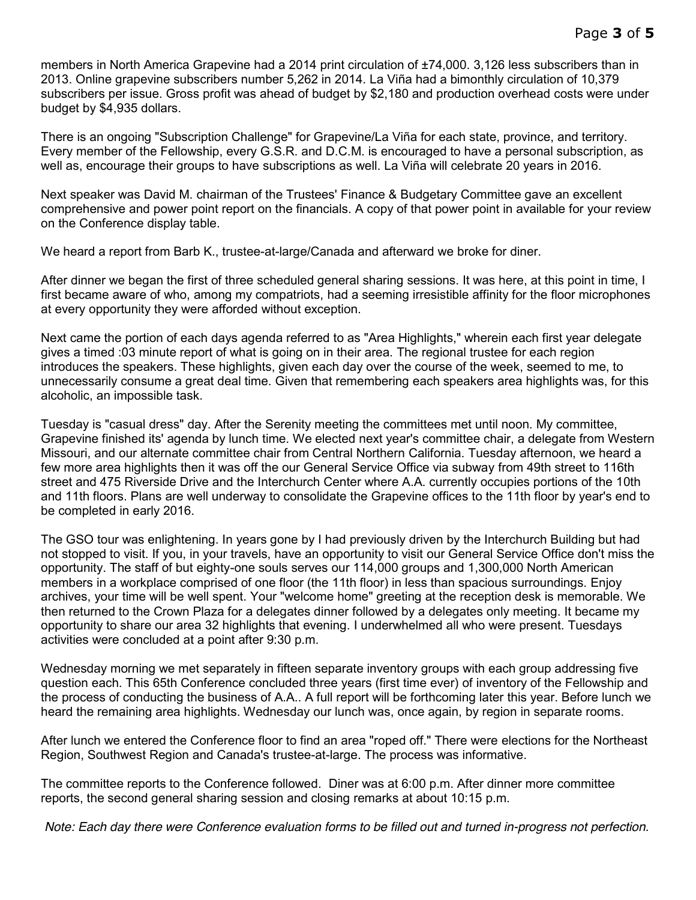members in North America Grapevine had a 2014 print circulation of ±74,000. 3,126 less subscribers than in 2013. Online grapevine subscribers number 5,262 in 2014. La Viña had a bimonthly circulation of 10,379 subscribers per issue. Gross profit was ahead of budget by $2,180 and production overhead costs were under budget by $4,935 dollars.

There is an ongoing "Subscription Challenge" for Grapevine/La Viña for each state, province, and territory. Every member of the Fellowship, every G.S.R. and D.C.M. is encouraged to have a personal subscription, as well as, encourage their groups to have subscriptions as well. La Viña will celebrate 20 years in 2016.

Next speaker was David M. chairman of the Trustees' Finance & Budgetary Committee gave an excellent comprehensive and power point report on the financials. A copy of that power point in available for your review on the Conference display table.

We heard a report from Barb K., trustee-at-large/Canada and afterward we broke for diner.

After dinner we began the first of three scheduled general sharing sessions. It was here, at this point in time, I first became aware of who, among my compatriots, had a seeming irresistible affinity for the floor microphones at every opportunity they were afforded without exception.

Next came the portion of each days agenda referred to as "Area Highlights," wherein each first year delegate gives a timed :03 minute report of what is going on in their area. The regional trustee for each region introduces the speakers. These highlights, given each day over the course of the week, seemed to me, to unnecessarily consume a great deal time. Given that remembering each speakers area highlights was, for this alcoholic, an impossible task.

Tuesday is "casual dress" day. After the Serenity meeting the committees met until noon. My committee, Grapevine finished its' agenda by lunch time. We elected next year's committee chair, a delegate from Western Missouri, and our alternate committee chair from Central Northern California. Tuesday afternoon, we heard a few more area highlights then it was off the our General Service Office via subway from 49th street to 116th street and 475 Riverside Drive and the Interchurch Center where A.A. currently occupies portions of the 10th and 11th floors. Plans are well underway to consolidate the Grapevine offices to the 11th floor by year's end to be completed in early 2016.

The GSO tour was enlightening. In years gone by I had previously driven by the Interchurch Building but had not stopped to visit. If you, in your travels, have an opportunity to visit our General Service Office don't miss the opportunity. The staff of but eighty-one souls serves our 114,000 groups and 1,300,000 North American members in a workplace comprised of one floor (the 11th floor) in less than spacious surroundings. Enjoy archives, your time will be well spent. Your "welcome home" greeting at the reception desk is memorable. We then returned to the Crown Plaza for a delegates dinner followed by a delegates only meeting. It became my opportunity to share our area 32 highlights that evening. I underwhelmed all who were present. Tuesdays activities were concluded at a point after 9:30 p.m.

Wednesday morning we met separately in fifteen separate inventory groups with each group addressing five question each. This 65th Conference concluded three years (first time ever) of inventory of the Fellowship and the process of conducting the business of A.A.. A full report will be forthcoming later this year. Before lunch we heard the remaining area highlights. Wednesday our lunch was, once again, by region in separate rooms.

After lunch we entered the Conference floor to find an area "roped off." There were elections for the Northeast Region, Southwest Region and Canada's trustee-at-large. The process was informative.

The committee reports to the Conference followed. Diner was at 6:00 p.m. After dinner more committee reports, the second general sharing session and closing remarks at about 10:15 p.m.

*Note: Each day there were Conference evaluation forms to be filled out and turned in-progress not perfection.*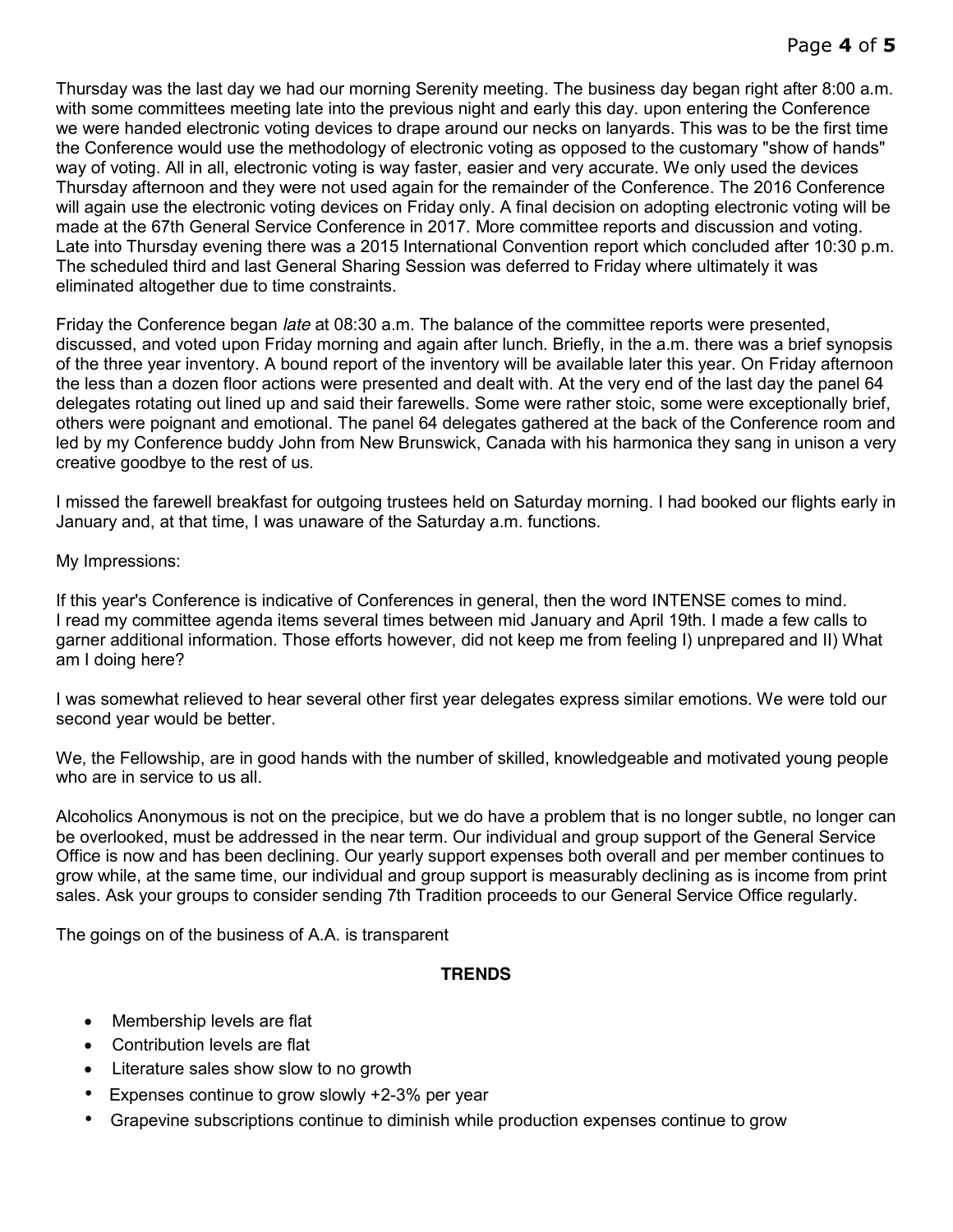Thursday was the last day we had our morning Serenity meeting. The business day began right after 8:00 a.m. with some committees meeting late into the previous night and early this day. upon entering the Conference we were handed electronic voting devices to drape around our necks on lanyards. This was to be the first time the Conference would use the methodology of electronic voting as opposed to the customary "show of hands" way of voting. All in all, electronic voting is way faster, easier and very accurate. We only used the devices Thursday afternoon and they were not used again for the remainder of the Conference. The 2016 Conference will again use the electronic voting devices on Friday only. A final decision on adopting electronic voting will be made at the 67th General Service Conference in 2017. More committee reports and discussion and voting. Late into Thursday evening there was a 2015 International Convention report which concluded after 10:30 p.m. The scheduled third and last General Sharing Session was deferred to Friday where ultimately it was eliminated altogether due to time constraints.

Friday the Conference began *late* at 08:30 a.m. The balance of the committee reports were presented, discussed, and voted upon Friday morning and again after lunch. Briefly, in the a.m. there was a brief synopsis of the three year inventory. A bound report of the inventory will be available later this year. On Friday afternoon the less than a dozen floor actions were presented and dealt with. At the very end of the last day the panel 64 delegates rotating out lined up and said their farewells. Some were rather stoic, some were exceptionally brief, others were poignant and emotional. The panel 64 delegates gathered at the back of the Conference room and led by my Conference buddy John from New Brunswick, Canada with his harmonica they sang in unison a very creative goodbye to the rest of us.

I missed the farewell breakfast for outgoing trustees held on Saturday morning. I had booked our flights early in January and, at that time, I was unaware of the Saturday a.m. functions.

My Impressions:

If this year's Conference is indicative of Conferences in general, then the word INTENSE comes to mind. I read my committee agenda items several times between mid January and April 19th. I made a few calls to garner additional information. Those efforts however, did not keep me from feeling I) unprepared and II) What am I doing here?

I was somewhat relieved to hear several other first year delegates express similar emotions. We were told our second year would be better.

We, the Fellowship, are in good hands with the number of skilled, knowledgeable and motivated young people who are in service to us all.

Alcoholics Anonymous is not on the precipice, but we do have a problem that is no longer subtle, no longer can be overlooked, must be addressed in the near term. Our individual and group support of the General Service Office is now and has been declining. Our yearly support expenses both overall and per member continues to grow while, at the same time, our individual and group support is measurably declining as is income from print sales. Ask your groups to consider sending 7th Tradition proceeds to our General Service Office regularly.

The goings on of the business of A.A. is transparent

**TRENDS**

- Membership levels are flat
- Contribution levels are flat
- Literature sales show slow to no growth
- Expenses continue to grow slowly +2-3% per year
- Grapevine subscriptions continue to diminish while production expenses continue to grow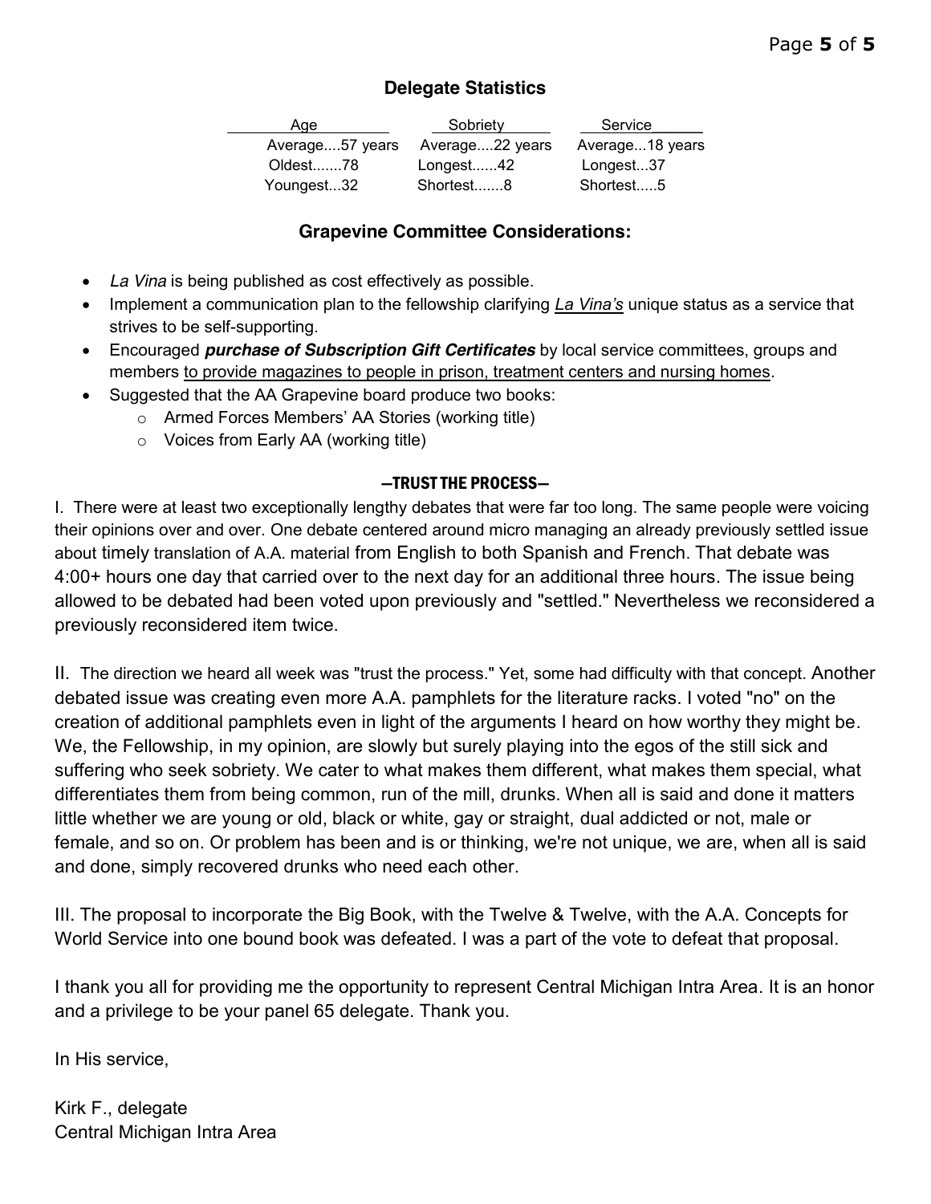## Delegate Statistics

| Age | Sobriety | Service |
|---|---|---|
| Average....57 years | Average....22 years | Average...18 years |
| Oldest.......78 | Longest......42 | Longest...37 |
| Youngest...32 | Shortest.......8 | Shortest.....5 |

## Grapevine Committee Considerations:

- *La Vina* is being published as cost effectively as possible.
- Implement a communication plan to the fellowship clarifying <u>*La Vina's*</u> unique status as a service that strives to be self-supporting.
- Encouraged ***purchase of Subscription Gift Certificates*** by local service committees, groups and members <u>to provide magazines to people in prison, treatment centers and nursing homes</u>.
- Suggested that the AA Grapevine board produce two books:
  - Armed Forces Members' AA Stories (working title)
  - Voices from Early AA (working title)

### —TRUST THE PROCESS—

I. There were at least two exceptionally lengthy debates that were far too long. The same people were voicing their opinions over and over. One debate centered around micro managing an already previously settled issue about timely translation of A.A. material from English to both Spanish and French. That debate was 4:00+ hours one day that carried over to the next day for an additional three hours. The issue being allowed to be debated had been voted upon previously and "settled." Nevertheless we reconsidered a previously reconsidered item twice.

II. The direction we heard all week was "trust the process." Yet, some had difficulty with that concept. Another debated issue was creating even more A.A. pamphlets for the literature racks. I voted "no" on the creation of additional pamphlets even in light of the arguments I heard on how worthy they might be. We, the Fellowship, in my opinion, are slowly but surely playing into the egos of the still sick and suffering who seek sobriety. We cater to what makes them different, what makes them special, what differentiates them from being common, run of the mill, drunks. When all is said and done it matters little whether we are young or old, black or white, gay or straight, dual addicted or not, male or female, and so on. Or problem has been and is or thinking, we're not unique, we are, when all is said and done, simply recovered drunks who need each other.

III. The proposal to incorporate the Big Book, with the Twelve & Twelve, with the A.A. Concepts for World Service into one bound book was defeated. I was a part of the vote to defeat that proposal.

I thank you all for providing me the opportunity to represent Central Michigan Intra Area. It is an honor and a privilege to be your panel 65 delegate. Thank you.

In His service,

Kirk F., delegate
Central Michigan Intra Area